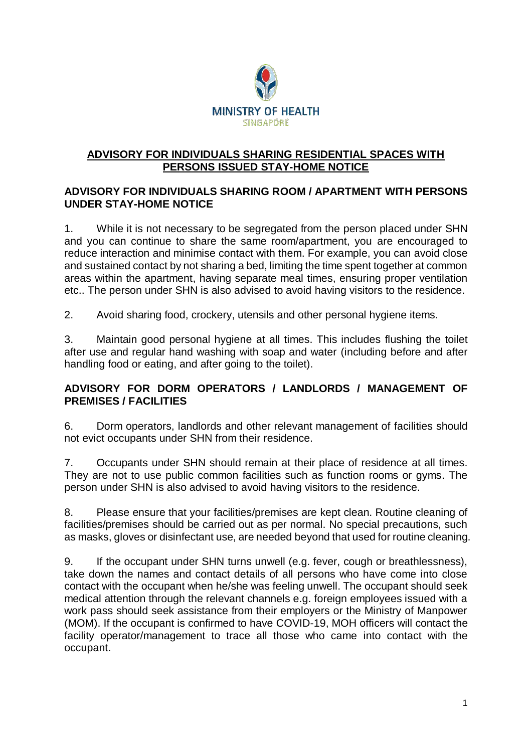MINISTRY OF HEALTH
SINGAPORE

# ADVISORY FOR INDIVIDUALS SHARING RESIDENTIAL SPACES WITH PERSONS ISSUED STAY-HOME NOTICE

## ADVISORY FOR INDIVIDUALS SHARING ROOM / APARTMENT WITH PERSONS UNDER STAY-HOME NOTICE

1. While it is not necessary to be segregated from the person placed under SHN and you can continue to share the same room/apartment, you are encouraged to reduce interaction and minimise contact with them. For example, you can avoid close and sustained contact by not sharing a bed, limiting the time spent together at common areas within the apartment, having separate meal times, ensuring proper ventilation etc.. The person under SHN is also advised to avoid having visitors to the residence.

2. Avoid sharing food, crockery, utensils and other personal hygiene items.

3. Maintain good personal hygiene at all times. This includes flushing the toilet after use and regular hand washing with soap and water (including before and after handling food or eating, and after going to the toilet).

## ADVISORY FOR DORM OPERATORS / LANDLORDS / MANAGEMENT OF PREMISES / FACILITIES

6. Dorm operators, landlords and other relevant management of facilities should not evict occupants under SHN from their residence.

7. Occupants under SHN should remain at their place of residence at all times. They are not to use public common facilities such as function rooms or gyms. The person under SHN is also advised to avoid having visitors to the residence.

8. Please ensure that your facilities/premises are kept clean. Routine cleaning of facilities/premises should be carried out as per normal. No special precautions, such as masks, gloves or disinfectant use, are needed beyond that used for routine cleaning.

9. If the occupant under SHN turns unwell (e.g. fever, cough or breathlessness), take down the names and contact details of all persons who have come into close contact with the occupant when he/she was feeling unwell. The occupant should seek medical attention through the relevant channels e.g. foreign employees issued with a work pass should seek assistance from their employers or the Ministry of Manpower (MOM). If the occupant is confirmed to have COVID-19, MOH officers will contact the facility operator/management to trace all those who came into contact with the occupant.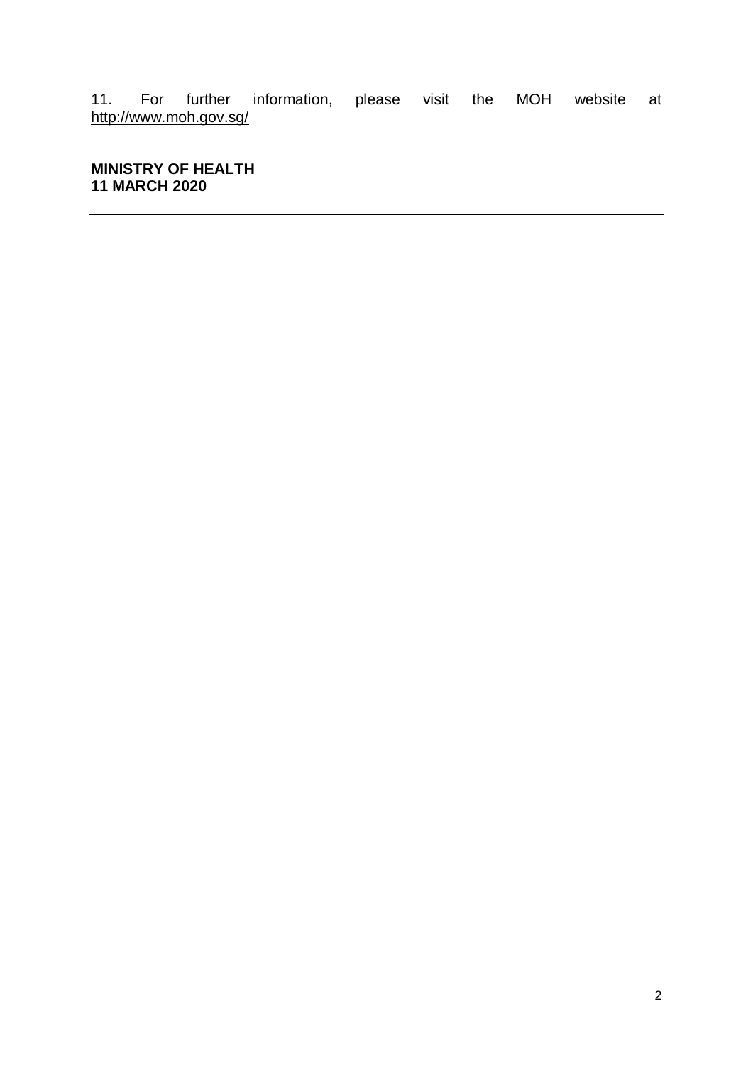11. For further information, please visit the MOH website at http://www.moh.gov.sg/

**MINISTRY OF HEALTH**
**11 MARCH 2020**

---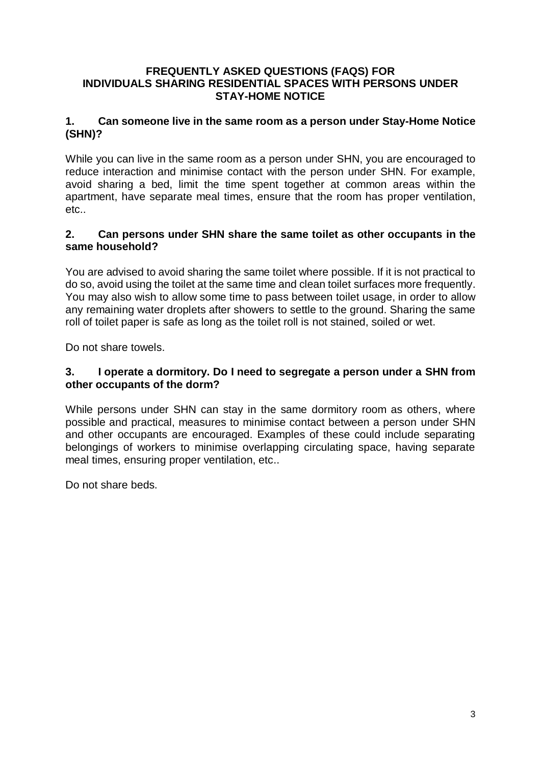# FREQUENTLY ASKED QUESTIONS (FAQS) FOR INDIVIDUALS SHARING RESIDENTIAL SPACES WITH PERSONS UNDER STAY-HOME NOTICE

## 1. Can someone live in the same room as a person under Stay-Home Notice (SHN)?

While you can live in the same room as a person under SHN, you are encouraged to reduce interaction and minimise contact with the person under SHN. For example, avoid sharing a bed, limit the time spent together at common areas within the apartment, have separate meal times, ensure that the room has proper ventilation, etc..

## 2. Can persons under SHN share the same toilet as other occupants in the same household?

You are advised to avoid sharing the same toilet where possible. If it is not practical to do so, avoid using the toilet at the same time and clean toilet surfaces more frequently. You may also wish to allow some time to pass between toilet usage, in order to allow any remaining water droplets after showers to settle to the ground. Sharing the same roll of toilet paper is safe as long as the toilet roll is not stained, soiled or wet.

Do not share towels.

## 3. I operate a dormitory. Do I need to segregate a person under a SHN from other occupants of the dorm?

While persons under SHN can stay in the same dormitory room as others, where possible and practical, measures to minimise contact between a person under SHN and other occupants are encouraged. Examples of these could include separating belongings of workers to minimise overlapping circulating space, having separate meal times, ensuring proper ventilation, etc..

Do not share beds.